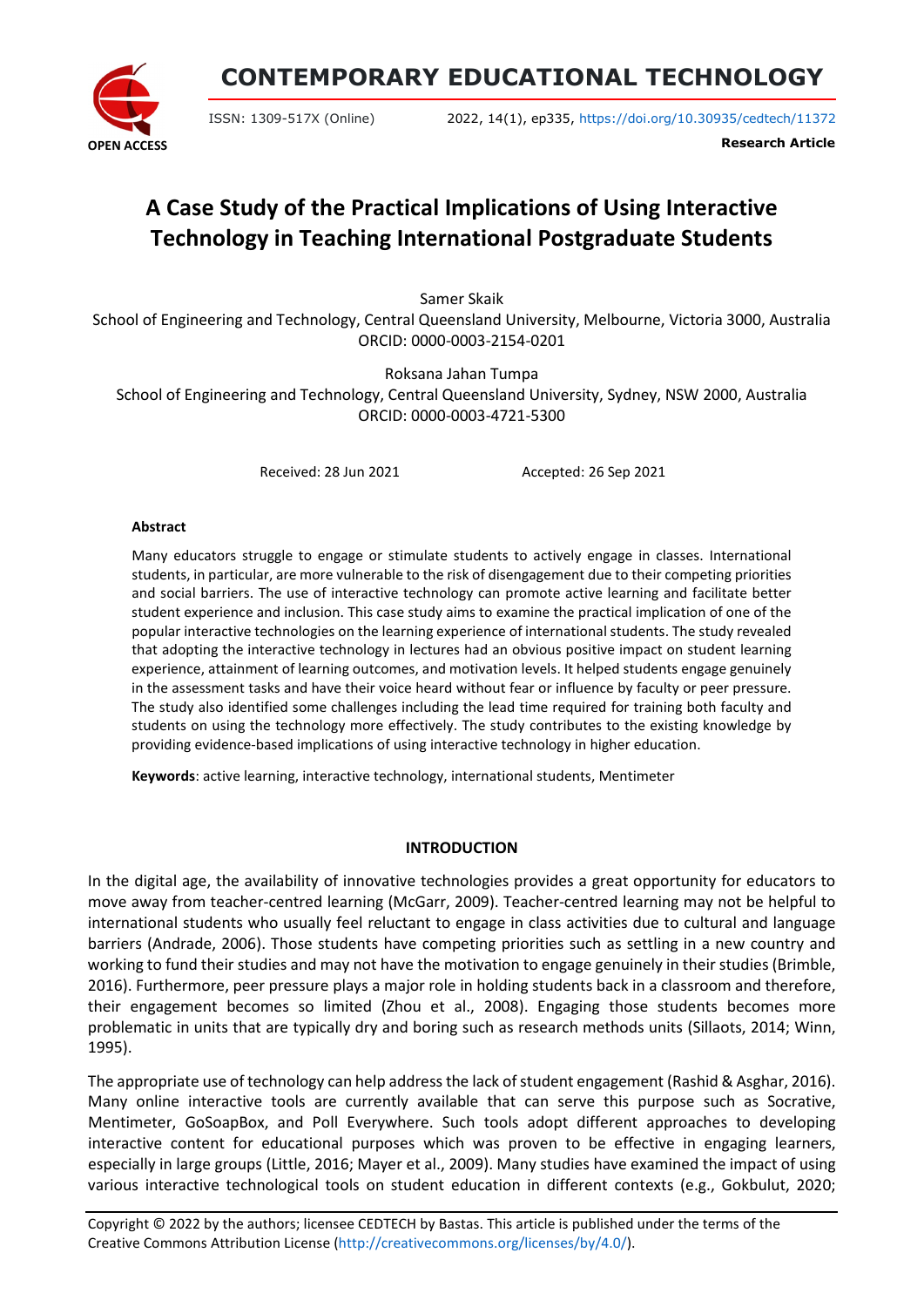# A Case Study of the Practical Implications of Using Interactive Technology in Teaching International Postgraduate Students

Samer Skaik
School of Engineering and Technology, Central Queensland University, Melbourne, Victoria 3000, Australia
ORCID: 0000-0003-2154-0201

Roksana Jahan Tumpa
School of Engineering and Technology, Central Queensland University, Sydney, NSW 2000, Australia
ORCID: 0000-0003-4721-5300

Received: 28 Jun 2021 Accepted: 26 Sep 2021

**Abstract**

Many educators struggle to engage or stimulate students to actively engage in classes. International students, in particular, are more vulnerable to the risk of disengagement due to their competing priorities and social barriers. The use of interactive technology can promote active learning and facilitate better student experience and inclusion. This case study aims to examine the practical implication of one of the popular interactive technologies on the learning experience of international students. The study revealed that adopting the interactive technology in lectures had an obvious positive impact on student learning experience, attainment of learning outcomes, and motivation levels. It helped students engage genuinely in the assessment tasks and have their voice heard without fear or influence by faculty or peer pressure. The study also identified some challenges including the lead time required for training both faculty and students on using the technology more effectively. The study contributes to the existing knowledge by providing evidence-based implications of using interactive technology in higher education.

**Keywords**: active learning, interactive technology, international students, Mentimeter

## INTRODUCTION

In the digital age, the availability of innovative technologies provides a great opportunity for educators to move away from teacher-centred learning (McGarr, 2009). Teacher-centred learning may not be helpful to international students who usually feel reluctant to engage in class activities due to cultural and language barriers (Andrade, 2006). Those students have competing priorities such as settling in a new country and working to fund their studies and may not have the motivation to engage genuinely in their studies (Brimble, 2016). Furthermore, peer pressure plays a major role in holding students back in a classroom and therefore, their engagement becomes so limited (Zhou et al., 2008). Engaging those students becomes more problematic in units that are typically dry and boring such as research methods units (Sillaots, 2014; Winn, 1995).

The appropriate use of technology can help address the lack of student engagement (Rashid & Asghar, 2016). Many online interactive tools are currently available that can serve this purpose such as Socrative, Mentimeter, GoSoapBox, and Poll Everywhere. Such tools adopt different approaches to developing interactive content for educational purposes which was proven to be effective in engaging learners, especially in large groups (Little, 2016; Mayer et al., 2009). Many studies have examined the impact of using various interactive technological tools on student education in different contexts (e.g., Gokbulut, 2020;

Copyright © 2022 by the authors; licensee CEDTECH by Bastas. This article is published under the terms of the Creative Commons Attribution License (http://creativecommons.org/licenses/by/4.0/).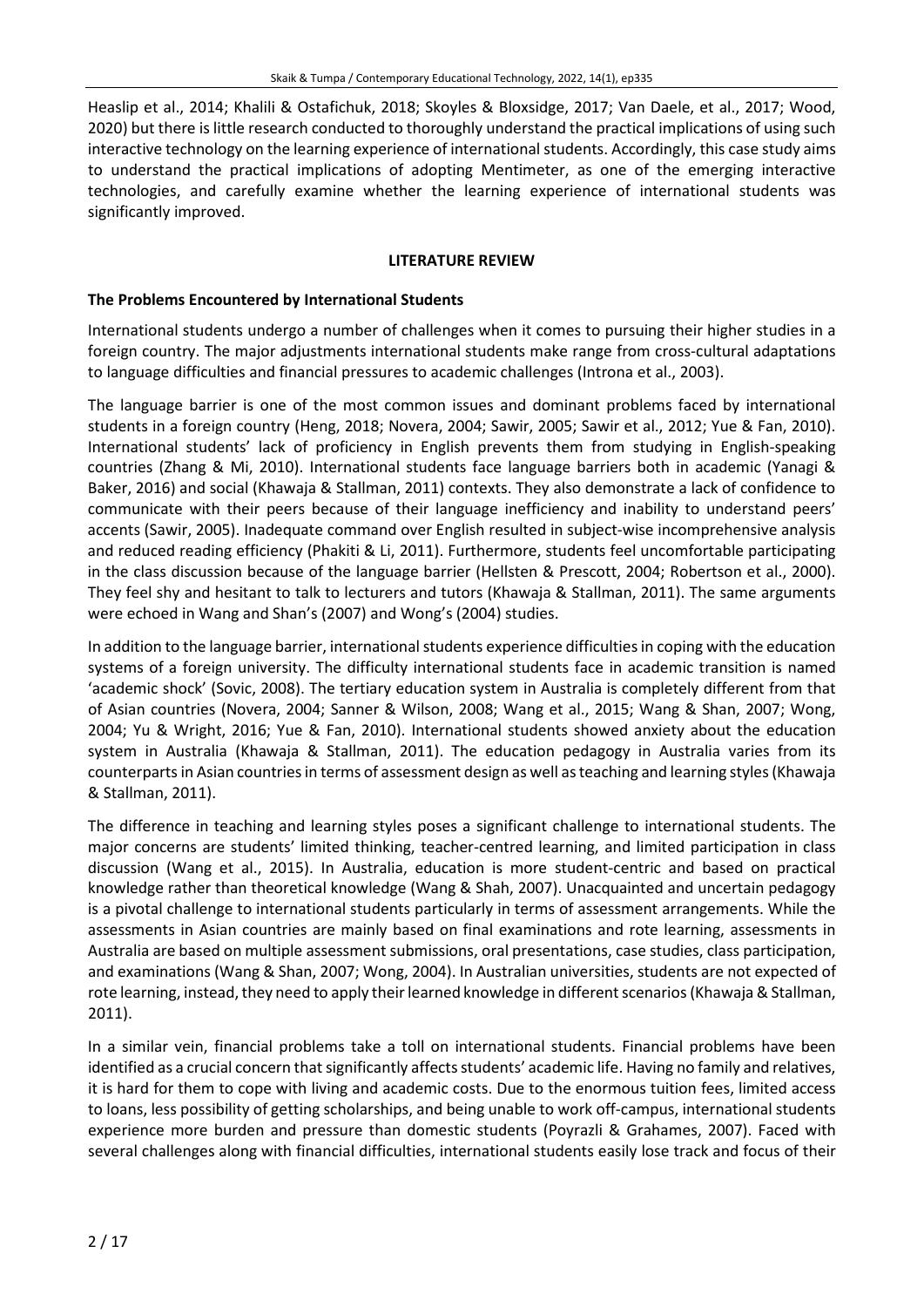Heaslip et al., 2014; Khalili & Ostafichuk, 2018; Skoyles & Bloxsidge, 2017; Van Daele, et al., 2017; Wood, 2020) but there is little research conducted to thoroughly understand the practical implications of using such interactive technology on the learning experience of international students. Accordingly, this case study aims to understand the practical implications of adopting Mentimeter, as one of the emerging interactive technologies, and carefully examine whether the learning experience of international students was significantly improved.

## LITERATURE REVIEW

### The Problems Encountered by International Students

International students undergo a number of challenges when it comes to pursuing their higher studies in a foreign country. The major adjustments international students make range from cross-cultural adaptations to language difficulties and financial pressures to academic challenges (Introna et al., 2003).

The language barrier is one of the most common issues and dominant problems faced by international students in a foreign country (Heng, 2018; Novera, 2004; Sawir, 2005; Sawir et al., 2012; Yue & Fan, 2010). International students' lack of proficiency in English prevents them from studying in English-speaking countries (Zhang & Mi, 2010). International students face language barriers both in academic (Yanagi & Baker, 2016) and social (Khawaja & Stallman, 2011) contexts. They also demonstrate a lack of confidence to communicate with their peers because of their language inefficiency and inability to understand peers' accents (Sawir, 2005). Inadequate command over English resulted in subject-wise incomprehensive analysis and reduced reading efficiency (Phakiti & Li, 2011). Furthermore, students feel uncomfortable participating in the class discussion because of the language barrier (Hellsten & Prescott, 2004; Robertson et al., 2000). They feel shy and hesitant to talk to lecturers and tutors (Khawaja & Stallman, 2011). The same arguments were echoed in Wang and Shan's (2007) and Wong's (2004) studies.

In addition to the language barrier, international students experience difficulties in coping with the education systems of a foreign university. The difficulty international students face in academic transition is named 'academic shock' (Sovic, 2008). The tertiary education system in Australia is completely different from that of Asian countries (Novera, 2004; Sanner & Wilson, 2008; Wang et al., 2015; Wang & Shan, 2007; Wong, 2004; Yu & Wright, 2016; Yue & Fan, 2010). International students showed anxiety about the education system in Australia (Khawaja & Stallman, 2011). The education pedagogy in Australia varies from its counterparts in Asian countries in terms of assessment design as well as teaching and learning styles (Khawaja & Stallman, 2011).

The difference in teaching and learning styles poses a significant challenge to international students. The major concerns are students' limited thinking, teacher-centred learning, and limited participation in class discussion (Wang et al., 2015). In Australia, education is more student-centric and based on practical knowledge rather than theoretical knowledge (Wang & Shah, 2007). Unacquainted and uncertain pedagogy is a pivotal challenge to international students particularly in terms of assessment arrangements. While the assessments in Asian countries are mainly based on final examinations and rote learning, assessments in Australia are based on multiple assessment submissions, oral presentations, case studies, class participation, and examinations (Wang & Shan, 2007; Wong, 2004). In Australian universities, students are not expected of rote learning, instead, they need to apply their learned knowledge in different scenarios (Khawaja & Stallman, 2011).

In a similar vein, financial problems take a toll on international students. Financial problems have been identified as a crucial concern that significantly affects students' academic life. Having no family and relatives, it is hard for them to cope with living and academic costs. Due to the enormous tuition fees, limited access to loans, less possibility of getting scholarships, and being unable to work off-campus, international students experience more burden and pressure than domestic students (Poyrazli & Grahames, 2007). Faced with several challenges along with financial difficulties, international students easily lose track and focus of their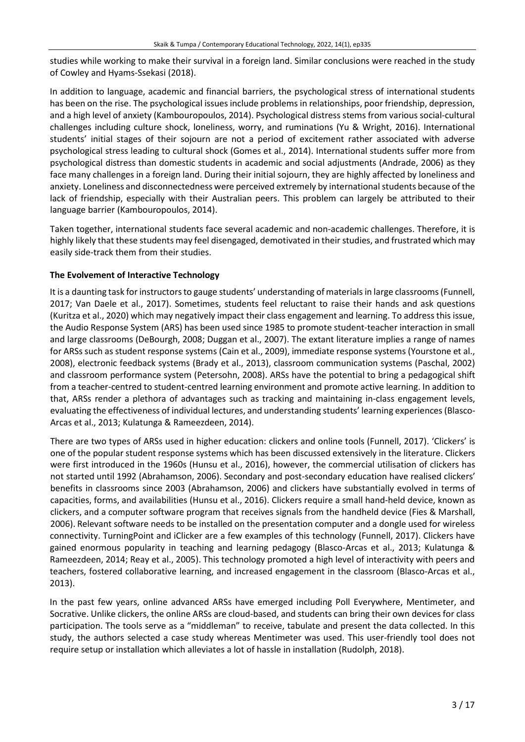studies while working to make their survival in a foreign land. Similar conclusions were reached in the study of Cowley and Hyams-Ssekasi (2018).

In addition to language, academic and financial barriers, the psychological stress of international students has been on the rise. The psychological issues include problems in relationships, poor friendship, depression, and a high level of anxiety (Kambouropoulos, 2014). Psychological distress stems from various social-cultural challenges including culture shock, loneliness, worry, and ruminations (Yu & Wright, 2016). International students' initial stages of their sojourn are not a period of excitement rather associated with adverse psychological stress leading to cultural shock (Gomes et al., 2014). International students suffer more from psychological distress than domestic students in academic and social adjustments (Andrade, 2006) as they face many challenges in a foreign land. During their initial sojourn, they are highly affected by loneliness and anxiety. Loneliness and disconnectedness were perceived extremely by international students because of the lack of friendship, especially with their Australian peers. This problem can largely be attributed to their language barrier (Kambouropoulos, 2014).

Taken together, international students face several academic and non-academic challenges. Therefore, it is highly likely that these students may feel disengaged, demotivated in their studies, and frustrated which may easily side-track them from their studies.

### The Evolvement of Interactive Technology

It is a daunting task for instructors to gauge students' understanding of materials in large classrooms (Funnell, 2017; Van Daele et al., 2017). Sometimes, students feel reluctant to raise their hands and ask questions (Kuritza et al., 2020) which may negatively impact their class engagement and learning. To address this issue, the Audio Response System (ARS) has been used since 1985 to promote student-teacher interaction in small and large classrooms (DeBourgh, 2008; Duggan et al., 2007). The extant literature implies a range of names for ARSs such as student response systems (Cain et al., 2009), immediate response systems (Yourstone et al., 2008), electronic feedback systems (Brady et al., 2013), classroom communication systems (Paschal, 2002) and classroom performance system (Petersohn, 2008). ARSs have the potential to bring a pedagogical shift from a teacher-centred to student-centred learning environment and promote active learning. In addition to that, ARSs render a plethora of advantages such as tracking and maintaining in-class engagement levels, evaluating the effectiveness of individual lectures, and understanding students' learning experiences (Blasco-Arcas et al., 2013; Kulatunga & Rameezdeen, 2014).

There are two types of ARSs used in higher education: clickers and online tools (Funnell, 2017). 'Clickers' is one of the popular student response systems which has been discussed extensively in the literature. Clickers were first introduced in the 1960s (Hunsu et al., 2016), however, the commercial utilisation of clickers has not started until 1992 (Abrahamson, 2006). Secondary and post-secondary education have realised clickers' benefits in classrooms since 2003 (Abrahamson, 2006) and clickers have substantially evolved in terms of capacities, forms, and availabilities (Hunsu et al., 2016). Clickers require a small hand-held device, known as clickers, and a computer software program that receives signals from the handheld device (Fies & Marshall, 2006). Relevant software needs to be installed on the presentation computer and a dongle used for wireless connectivity. TurningPoint and iClicker are a few examples of this technology (Funnell, 2017). Clickers have gained enormous popularity in teaching and learning pedagogy (Blasco-Arcas et al., 2013; Kulatunga & Rameezdeen, 2014; Reay et al., 2005). This technology promoted a high level of interactivity with peers and teachers, fostered collaborative learning, and increased engagement in the classroom (Blasco-Arcas et al., 2013).

In the past few years, online advanced ARSs have emerged including Poll Everywhere, Mentimeter, and Socrative. Unlike clickers, the online ARSs are cloud-based, and students can bring their own devices for class participation. The tools serve as a "middleman" to receive, tabulate and present the data collected. In this study, the authors selected a case study whereas Mentimeter was used. This user-friendly tool does not require setup or installation which alleviates a lot of hassle in installation (Rudolph, 2018).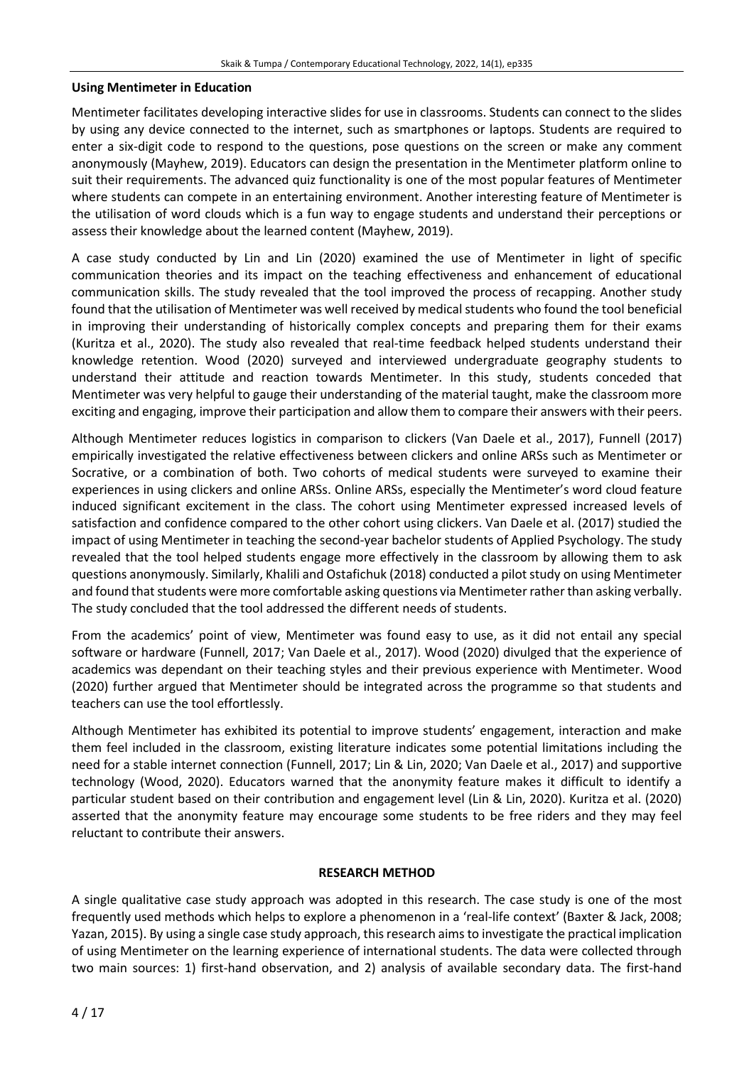### Using Mentimeter in Education

Mentimeter facilitates developing interactive slides for use in classrooms. Students can connect to the slides by using any device connected to the internet, such as smartphones or laptops. Students are required to enter a six-digit code to respond to the questions, pose questions on the screen or make any comment anonymously (Mayhew, 2019). Educators can design the presentation in the Mentimeter platform online to suit their requirements. The advanced quiz functionality is one of the most popular features of Mentimeter where students can compete in an entertaining environment. Another interesting feature of Mentimeter is the utilisation of word clouds which is a fun way to engage students and understand their perceptions or assess their knowledge about the learned content (Mayhew, 2019).

A case study conducted by Lin and Lin (2020) examined the use of Mentimeter in light of specific communication theories and its impact on the teaching effectiveness and enhancement of educational communication skills. The study revealed that the tool improved the process of recapping. Another study found that the utilisation of Mentimeter was well received by medical students who found the tool beneficial in improving their understanding of historically complex concepts and preparing them for their exams (Kuritza et al., 2020). The study also revealed that real-time feedback helped students understand their knowledge retention. Wood (2020) surveyed and interviewed undergraduate geography students to understand their attitude and reaction towards Mentimeter. In this study, students conceded that Mentimeter was very helpful to gauge their understanding of the material taught, make the classroom more exciting and engaging, improve their participation and allow them to compare their answers with their peers.

Although Mentimeter reduces logistics in comparison to clickers (Van Daele et al., 2017), Funnell (2017) empirically investigated the relative effectiveness between clickers and online ARSs such as Mentimeter or Socrative, or a combination of both. Two cohorts of medical students were surveyed to examine their experiences in using clickers and online ARSs. Online ARSs, especially the Mentimeter's word cloud feature induced significant excitement in the class. The cohort using Mentimeter expressed increased levels of satisfaction and confidence compared to the other cohort using clickers. Van Daele et al. (2017) studied the impact of using Mentimeter in teaching the second-year bachelor students of Applied Psychology. The study revealed that the tool helped students engage more effectively in the classroom by allowing them to ask questions anonymously. Similarly, Khalili and Ostafichuk (2018) conducted a pilot study on using Mentimeter and found that students were more comfortable asking questions via Mentimeter rather than asking verbally. The study concluded that the tool addressed the different needs of students.

From the academics' point of view, Mentimeter was found easy to use, as it did not entail any special software or hardware (Funnell, 2017; Van Daele et al., 2017). Wood (2020) divulged that the experience of academics was dependant on their teaching styles and their previous experience with Mentimeter. Wood (2020) further argued that Mentimeter should be integrated across the programme so that students and teachers can use the tool effortlessly.

Although Mentimeter has exhibited its potential to improve students' engagement, interaction and make them feel included in the classroom, existing literature indicates some potential limitations including the need for a stable internet connection (Funnell, 2017; Lin & Lin, 2020; Van Daele et al., 2017) and supportive technology (Wood, 2020). Educators warned that the anonymity feature makes it difficult to identify a particular student based on their contribution and engagement level (Lin & Lin, 2020). Kuritza et al. (2020) asserted that the anonymity feature may encourage some students to be free riders and they may feel reluctant to contribute their answers.

## RESEARCH METHOD

A single qualitative case study approach was adopted in this research. The case study is one of the most frequently used methods which helps to explore a phenomenon in a 'real-life context' (Baxter & Jack, 2008; Yazan, 2015). By using a single case study approach, this research aims to investigate the practical implication of using Mentimeter on the learning experience of international students. The data were collected through two main sources: 1) first-hand observation, and 2) analysis of available secondary data. The first-hand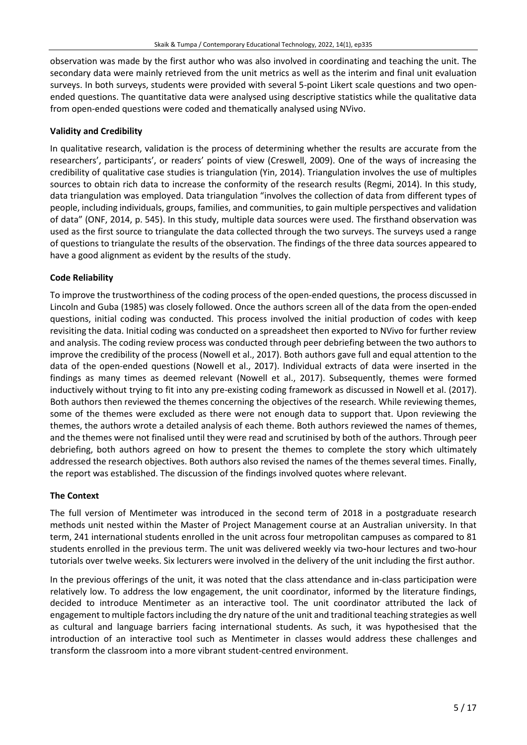observation was made by the first author who was also involved in coordinating and teaching the unit. The secondary data were mainly retrieved from the unit metrics as well as the interim and final unit evaluation surveys. In both surveys, students were provided with several 5-point Likert scale questions and two open-ended questions. The quantitative data were analysed using descriptive statistics while the qualitative data from open-ended questions were coded and thematically analysed using NVivo.

### Validity and Credibility

In qualitative research, validation is the process of determining whether the results are accurate from the researchers', participants', or readers' points of view (Creswell, 2009). One of the ways of increasing the credibility of qualitative case studies is triangulation (Yin, 2014). Triangulation involves the use of multiples sources to obtain rich data to increase the conformity of the research results (Regmi, 2014). In this study, data triangulation was employed. Data triangulation "involves the collection of data from different types of people, including individuals, groups, families, and communities, to gain multiple perspectives and validation of data" (ONF, 2014, p. 545). In this study, multiple data sources were used. The firsthand observation was used as the first source to triangulate the data collected through the two surveys. The surveys used a range of questions to triangulate the results of the observation. The findings of the three data sources appeared to have a good alignment as evident by the results of the study.

### Code Reliability

To improve the trustworthiness of the coding process of the open-ended questions, the process discussed in Lincoln and Guba (1985) was closely followed. Once the authors screen all of the data from the open-ended questions, initial coding was conducted. This process involved the initial production of codes with keep revisiting the data. Initial coding was conducted on a spreadsheet then exported to NVivo for further review and analysis. The coding review process was conducted through peer debriefing between the two authors to improve the credibility of the process (Nowell et al., 2017). Both authors gave full and equal attention to the data of the open-ended questions (Nowell et al., 2017). Individual extracts of data were inserted in the findings as many times as deemed relevant (Nowell et al., 2017). Subsequently, themes were formed inductively without trying to fit into any pre-existing coding framework as discussed in Nowell et al. (2017). Both authors then reviewed the themes concerning the objectives of the research. While reviewing themes, some of the themes were excluded as there were not enough data to support that. Upon reviewing the themes, the authors wrote a detailed analysis of each theme. Both authors reviewed the names of themes, and the themes were not finalised until they were read and scrutinised by both of the authors. Through peer debriefing, both authors agreed on how to present the themes to complete the story which ultimately addressed the research objectives. Both authors also revised the names of the themes several times. Finally, the report was established. The discussion of the findings involved quotes where relevant.

### The Context

The full version of Mentimeter was introduced in the second term of 2018 in a postgraduate research methods unit nested within the Master of Project Management course at an Australian university. In that term, 241 international students enrolled in the unit across four metropolitan campuses as compared to 81 students enrolled in the previous term. The unit was delivered weekly via two-hour lectures and two-hour tutorials over twelve weeks. Six lecturers were involved in the delivery of the unit including the first author.

In the previous offerings of the unit, it was noted that the class attendance and in-class participation were relatively low. To address the low engagement, the unit coordinator, informed by the literature findings, decided to introduce Mentimeter as an interactive tool. The unit coordinator attributed the lack of engagement to multiple factors including the dry nature of the unit and traditional teaching strategies as well as cultural and language barriers facing international students. As such, it was hypothesised that the introduction of an interactive tool such as Mentimeter in classes would address these challenges and transform the classroom into a more vibrant student-centred environment.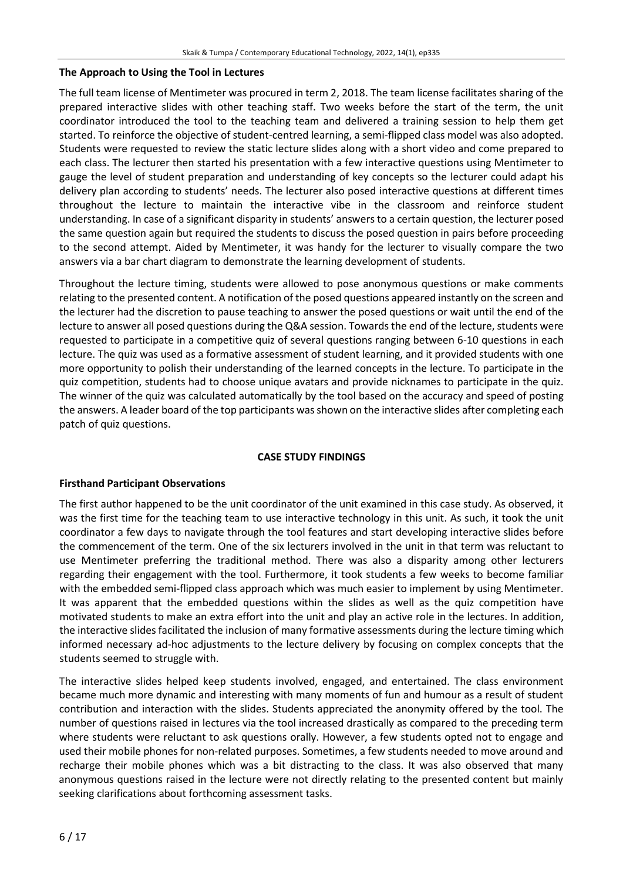### The Approach to Using the Tool in Lectures

The full team license of Mentimeter was procured in term 2, 2018. The team license facilitates sharing of the prepared interactive slides with other teaching staff. Two weeks before the start of the term, the unit coordinator introduced the tool to the teaching team and delivered a training session to help them get started. To reinforce the objective of student-centred learning, a semi-flipped class model was also adopted. Students were requested to review the static lecture slides along with a short video and come prepared to each class. The lecturer then started his presentation with a few interactive questions using Mentimeter to gauge the level of student preparation and understanding of key concepts so the lecturer could adapt his delivery plan according to students' needs. The lecturer also posed interactive questions at different times throughout the lecture to maintain the interactive vibe in the classroom and reinforce student understanding. In case of a significant disparity in students' answers to a certain question, the lecturer posed the same question again but required the students to discuss the posed question in pairs before proceeding to the second attempt. Aided by Mentimeter, it was handy for the lecturer to visually compare the two answers via a bar chart diagram to demonstrate the learning development of students.

Throughout the lecture timing, students were allowed to pose anonymous questions or make comments relating to the presented content. A notification of the posed questions appeared instantly on the screen and the lecturer had the discretion to pause teaching to answer the posed questions or wait until the end of the lecture to answer all posed questions during the Q&A session. Towards the end of the lecture, students were requested to participate in a competitive quiz of several questions ranging between 6-10 questions in each lecture. The quiz was used as a formative assessment of student learning, and it provided students with one more opportunity to polish their understanding of the learned concepts in the lecture. To participate in the quiz competition, students had to choose unique avatars and provide nicknames to participate in the quiz. The winner of the quiz was calculated automatically by the tool based on the accuracy and speed of posting the answers. A leader board of the top participants was shown on the interactive slides after completing each patch of quiz questions.

## CASE STUDY FINDINGS

### Firsthand Participant Observations

The first author happened to be the unit coordinator of the unit examined in this case study. As observed, it was the first time for the teaching team to use interactive technology in this unit. As such, it took the unit coordinator a few days to navigate through the tool features and start developing interactive slides before the commencement of the term. One of the six lecturers involved in the unit in that term was reluctant to use Mentimeter preferring the traditional method. There was also a disparity among other lecturers regarding their engagement with the tool. Furthermore, it took students a few weeks to become familiar with the embedded semi-flipped class approach which was much easier to implement by using Mentimeter. It was apparent that the embedded questions within the slides as well as the quiz competition have motivated students to make an extra effort into the unit and play an active role in the lectures. In addition, the interactive slides facilitated the inclusion of many formative assessments during the lecture timing which informed necessary ad-hoc adjustments to the lecture delivery by focusing on complex concepts that the students seemed to struggle with.

The interactive slides helped keep students involved, engaged, and entertained. The class environment became much more dynamic and interesting with many moments of fun and humour as a result of student contribution and interaction with the slides. Students appreciated the anonymity offered by the tool. The number of questions raised in lectures via the tool increased drastically as compared to the preceding term where students were reluctant to ask questions orally. However, a few students opted not to engage and used their mobile phones for non-related purposes. Sometimes, a few students needed to move around and recharge their mobile phones which was a bit distracting to the class. It was also observed that many anonymous questions raised in the lecture were not directly relating to the presented content but mainly seeking clarifications about forthcoming assessment tasks.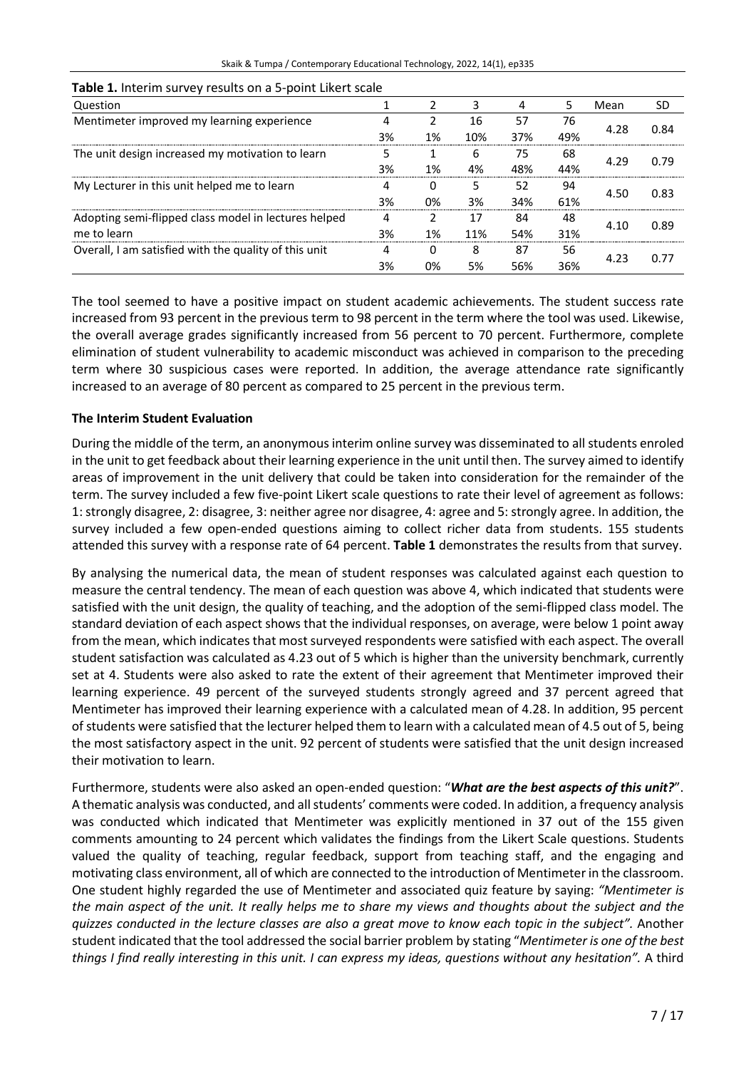**Table 1.** Interim survey results on a 5-point Likert scale

| Question | 1 | 2 | 3 | 4 | 5 | Mean | SD |
|---|---|---|---|---|---|---|---|
| Mentimeter improved my learning experience | 4<br>3% | 2<br>1% | 16<br>10% | 57<br>37% | 76<br>49% | 4.28 | 0.84 |
| The unit design increased my motivation to learn | 5<br>3% | 1<br>1% | 6<br>4% | 75<br>48% | 68<br>44% | 4.29 | 0.79 |
| My Lecturer in this unit helped me to learn | 4<br>3% | 0<br>0% | 5<br>3% | 52<br>34% | 94<br>61% | 4.50 | 0.83 |
| Adopting semi-flipped class model in lectures helped me to learn | 4<br>3% | 2<br>1% | 17<br>11% | 84<br>54% | 48<br>31% | 4.10 | 0.89 |
| Overall, I am satisfied with the quality of this unit | 4<br>3% | 0<br>0% | 8<br>5% | 87<br>56% | 56<br>36% | 4.23 | 0.77 |

The tool seemed to have a positive impact on student academic achievements. The student success rate increased from 93 percent in the previous term to 98 percent in the term where the tool was used. Likewise, the overall average grades significantly increased from 56 percent to 70 percent. Furthermore, complete elimination of student vulnerability to academic misconduct was achieved in comparison to the preceding term where 30 suspicious cases were reported. In addition, the average attendance rate significantly increased to an average of 80 percent as compared to 25 percent in the previous term.

### The Interim Student Evaluation

During the middle of the term, an anonymous interim online survey was disseminated to all students enroled in the unit to get feedback about their learning experience in the unit until then. The survey aimed to identify areas of improvement in the unit delivery that could be taken into consideration for the remainder of the term. The survey included a few five-point Likert scale questions to rate their level of agreement as follows: 1: strongly disagree, 2: disagree, 3: neither agree nor disagree, 4: agree and 5: strongly agree. In addition, the survey included a few open-ended questions aiming to collect richer data from students. 155 students attended this survey with a response rate of 64 percent. **Table 1** demonstrates the results from that survey.

By analysing the numerical data, the mean of student responses was calculated against each question to measure the central tendency. The mean of each question was above 4, which indicated that students were satisfied with the unit design, the quality of teaching, and the adoption of the semi-flipped class model. The standard deviation of each aspect shows that the individual responses, on average, were below 1 point away from the mean, which indicates that most surveyed respondents were satisfied with each aspect. The overall student satisfaction was calculated as 4.23 out of 5 which is higher than the university benchmark, currently set at 4. Students were also asked to rate the extent of their agreement that Mentimeter improved their learning experience. 49 percent of the surveyed students strongly agreed and 37 percent agreed that Mentimeter has improved their learning experience with a calculated mean of 4.28. In addition, 95 percent of students were satisfied that the lecturer helped them to learn with a calculated mean of 4.5 out of 5, being the most satisfactory aspect in the unit. 92 percent of students were satisfied that the unit design increased their motivation to learn.

Furthermore, students were also asked an open-ended question: "***What are the best aspects of this unit?***". A thematic analysis was conducted, and all students' comments were coded. In addition, a frequency analysis was conducted which indicated that Mentimeter was explicitly mentioned in 37 out of the 155 given comments amounting to 24 percent which validates the findings from the Likert Scale questions. Students valued the quality of teaching, regular feedback, support from teaching staff, and the engaging and motivating class environment, all of which are connected to the introduction of Mentimeter in the classroom. One student highly regarded the use of Mentimeter and associated quiz feature by saying: *"Mentimeter is the main aspect of the unit. It really helps me to share my views and thoughts about the subject and the quizzes conducted in the lecture classes are also a great move to know each topic in the subject".* Another student indicated that the tool addressed the social barrier problem by stating "*Mentimeter is one of the best things I find really interesting in this unit. I can express my ideas, questions without any hesitation".* A third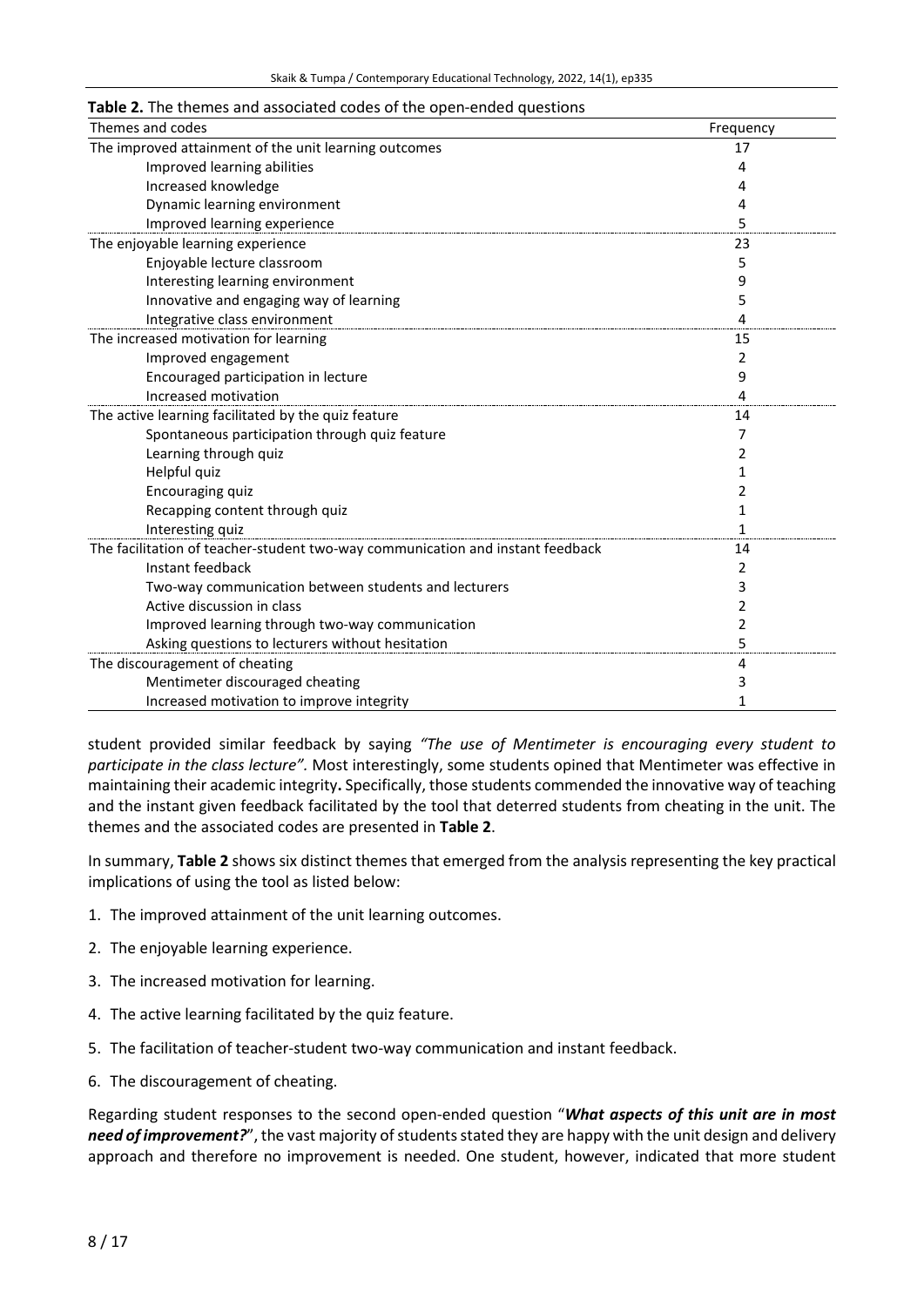**Table 2.** The themes and associated codes of the open-ended questions

| Themes and codes | Frequency |
|---|---|
| The improved attainment of the unit learning outcomes | 17 |
| Improved learning abilities | 4 |
| Increased knowledge | 4 |
| Dynamic learning environment | 4 |
| Improved learning experience | 5 |
| The enjoyable learning experience | 23 |
| Enjoyable lecture classroom | 5 |
| Interesting learning environment | 9 |
| Innovative and engaging way of learning | 5 |
| Integrative class environment | 4 |
| The increased motivation for learning | 15 |
| Improved engagement | 2 |
| Encouraged participation in lecture | 9 |
| Increased motivation | 4 |
| The active learning facilitated by the quiz feature | 14 |
| Spontaneous participation through quiz feature | 7 |
| Learning through quiz | 2 |
| Helpful quiz | 1 |
| Encouraging quiz | 2 |
| Recapping content through quiz | 1 |
| Interesting quiz | 1 |
| The facilitation of teacher-student two-way communication and instant feedback | 14 |
| Instant feedback | 2 |
| Two-way communication between students and lecturers | 3 |
| Active discussion in class | 2 |
| Improved learning through two-way communication | 2 |
| Asking questions to lecturers without hesitation | 5 |
| The discouragement of cheating | 4 |
| Mentimeter discouraged cheating | 3 |
| Increased motivation to improve integrity | 1 |

student provided similar feedback by saying *"The use of Mentimeter is encouraging every student to participate in the class lecture".* Most interestingly, some students opined that Mentimeter was effective in maintaining their academic integrity**.** Specifically, those students commended the innovative way of teaching and the instant given feedback facilitated by the tool that deterred students from cheating in the unit. The themes and the associated codes are presented in **Table 2**.

In summary, **Table 2** shows six distinct themes that emerged from the analysis representing the key practical implications of using the tool as listed below:

1. The improved attainment of the unit learning outcomes.
2. The enjoyable learning experience.
3. The increased motivation for learning.
4. The active learning facilitated by the quiz feature.
5. The facilitation of teacher-student two-way communication and instant feedback.
6. The discouragement of cheating.

Regarding student responses to the second open-ended question "***What aspects of this unit are in most need of improvement?***", the vast majority of students stated they are happy with the unit design and delivery approach and therefore no improvement is needed. One student, however, indicated that more student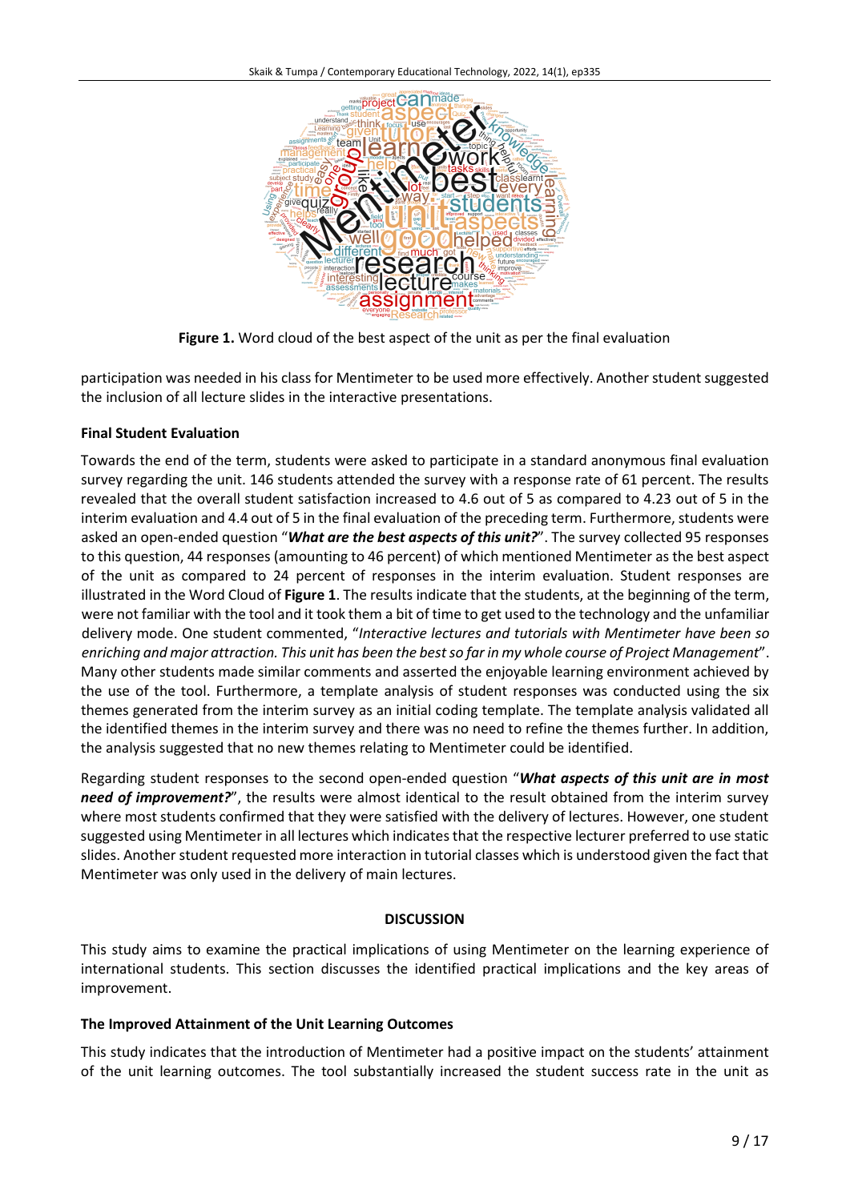**Figure 1.** Word cloud of the best aspect of the unit as per the final evaluation

participation was needed in his class for Mentimeter to be used more effectively. Another student suggested the inclusion of all lecture slides in the interactive presentations.

### Final Student Evaluation

Towards the end of the term, students were asked to participate in a standard anonymous final evaluation survey regarding the unit. 146 students attended the survey with a response rate of 61 percent. The results revealed that the overall student satisfaction increased to 4.6 out of 5 as compared to 4.23 out of 5 in the interim evaluation and 4.4 out of 5 in the final evaluation of the preceding term. Furthermore, students were asked an open-ended question "***What are the best aspects of this unit?***". The survey collected 95 responses to this question, 44 responses (amounting to 46 percent) of which mentioned Mentimeter as the best aspect of the unit as compared to 24 percent of responses in the interim evaluation. Student responses are illustrated in the Word Cloud of **Figure 1**. The results indicate that the students, at the beginning of the term, were not familiar with the tool and it took them a bit of time to get used to the technology and the unfamiliar delivery mode. One student commented, "*Interactive lectures and tutorials with Mentimeter have been so enriching and major attraction. This unit has been the best so far in my whole course of Project Management*". Many other students made similar comments and asserted the enjoyable learning environment achieved by the use of the tool. Furthermore, a template analysis of student responses was conducted using the six themes generated from the interim survey as an initial coding template. The template analysis validated all the identified themes in the interim survey and there was no need to refine the themes further. In addition, the analysis suggested that no new themes relating to Mentimeter could be identified.

Regarding student responses to the second open-ended question "***What aspects of this unit are in most need of improvement?***", the results were almost identical to the result obtained from the interim survey where most students confirmed that they were satisfied with the delivery of lectures. However, one student suggested using Mentimeter in all lectures which indicates that the respective lecturer preferred to use static slides. Another student requested more interaction in tutorial classes which is understood given the fact that Mentimeter was only used in the delivery of main lectures.

## DISCUSSION

This study aims to examine the practical implications of using Mentimeter on the learning experience of international students. This section discusses the identified practical implications and the key areas of improvement.

### The Improved Attainment of the Unit Learning Outcomes

This study indicates that the introduction of Mentimeter had a positive impact on the students' attainment of the unit learning outcomes. The tool substantially increased the student success rate in the unit as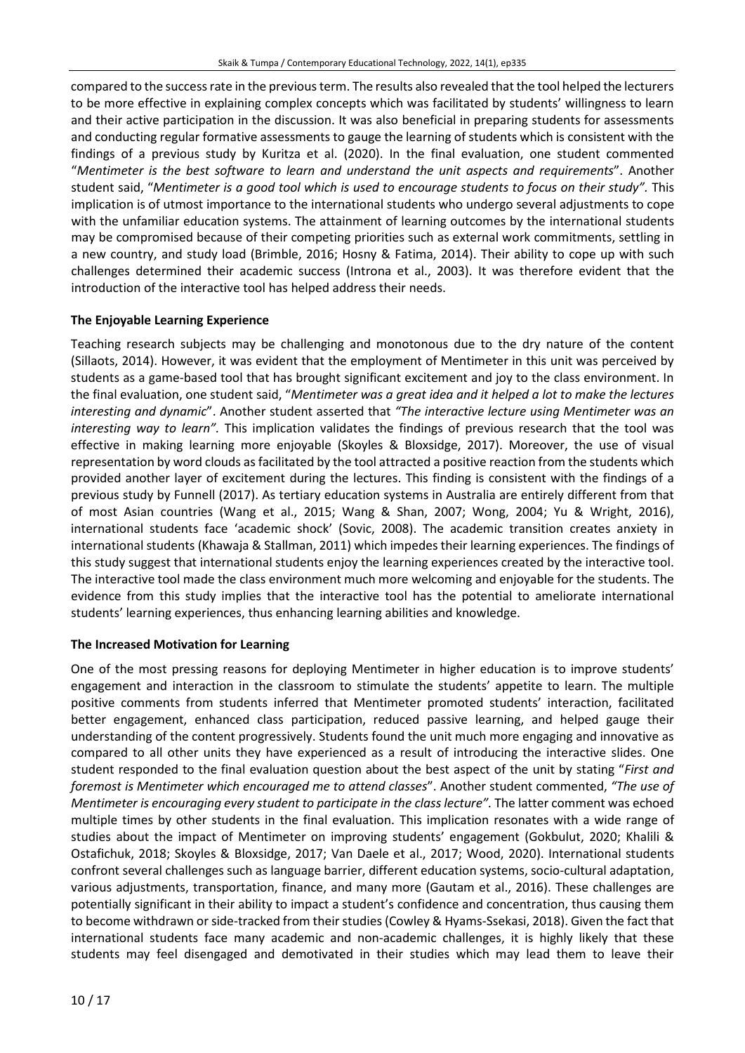compared to the success rate in the previous term. The results also revealed that the tool helped the lecturers to be more effective in explaining complex concepts which was facilitated by students' willingness to learn and their active participation in the discussion. It was also beneficial in preparing students for assessments and conducting regular formative assessments to gauge the learning of students which is consistent with the findings of a previous study by Kuritza et al. (2020). In the final evaluation, one student commented "*Mentimeter is the best software to learn and understand the unit aspects and requirements*". Another student said, "*Mentimeter is a good tool which is used to encourage students to focus on their study".* This implication is of utmost importance to the international students who undergo several adjustments to cope with the unfamiliar education systems. The attainment of learning outcomes by the international students may be compromised because of their competing priorities such as external work commitments, settling in a new country, and study load (Brimble, 2016; Hosny & Fatima, 2014). Their ability to cope up with such challenges determined their academic success (Introna et al., 2003). It was therefore evident that the introduction of the interactive tool has helped address their needs.

### The Enjoyable Learning Experience

Teaching research subjects may be challenging and monotonous due to the dry nature of the content (Sillaots, 2014). However, it was evident that the employment of Mentimeter in this unit was perceived by students as a game-based tool that has brought significant excitement and joy to the class environment. In the final evaluation, one student said, "*Mentimeter was a great idea and it helped a lot to make the lectures interesting and dynamic*". Another student asserted that *"The interactive lecture using Mentimeter was an interesting way to learn".* This implication validates the findings of previous research that the tool was effective in making learning more enjoyable (Skoyles & Bloxsidge, 2017). Moreover, the use of visual representation by word clouds as facilitated by the tool attracted a positive reaction from the students which provided another layer of excitement during the lectures. This finding is consistent with the findings of a previous study by Funnell (2017). As tertiary education systems in Australia are entirely different from that of most Asian countries (Wang et al., 2015; Wang & Shan, 2007; Wong, 2004; Yu & Wright, 2016), international students face 'academic shock' (Sovic, 2008). The academic transition creates anxiety in international students (Khawaja & Stallman, 2011) which impedes their learning experiences. The findings of this study suggest that international students enjoy the learning experiences created by the interactive tool. The interactive tool made the class environment much more welcoming and enjoyable for the students. The evidence from this study implies that the interactive tool has the potential to ameliorate international students' learning experiences, thus enhancing learning abilities and knowledge.

### The Increased Motivation for Learning

One of the most pressing reasons for deploying Mentimeter in higher education is to improve students' engagement and interaction in the classroom to stimulate the students' appetite to learn. The multiple positive comments from students inferred that Mentimeter promoted students' interaction, facilitated better engagement, enhanced class participation, reduced passive learning, and helped gauge their understanding of the content progressively. Students found the unit much more engaging and innovative as compared to all other units they have experienced as a result of introducing the interactive slides. One student responded to the final evaluation question about the best aspect of the unit by stating "*First and foremost is Mentimeter which encouraged me to attend classes*". Another student commented, *"The use of Mentimeter is encouraging every student to participate in the class lecture".* The latter comment was echoed multiple times by other students in the final evaluation. This implication resonates with a wide range of studies about the impact of Mentimeter on improving students' engagement (Gokbulut, 2020; Khalili & Ostafichuk, 2018; Skoyles & Bloxsidge, 2017; Van Daele et al., 2017; Wood, 2020). International students confront several challenges such as language barrier, different education systems, socio-cultural adaptation, various adjustments, transportation, finance, and many more (Gautam et al., 2016). These challenges are potentially significant in their ability to impact a student's confidence and concentration, thus causing them to become withdrawn or side-tracked from their studies (Cowley & Hyams-Ssekasi, 2018). Given the fact that international students face many academic and non-academic challenges, it is highly likely that these students may feel disengaged and demotivated in their studies which may lead them to leave their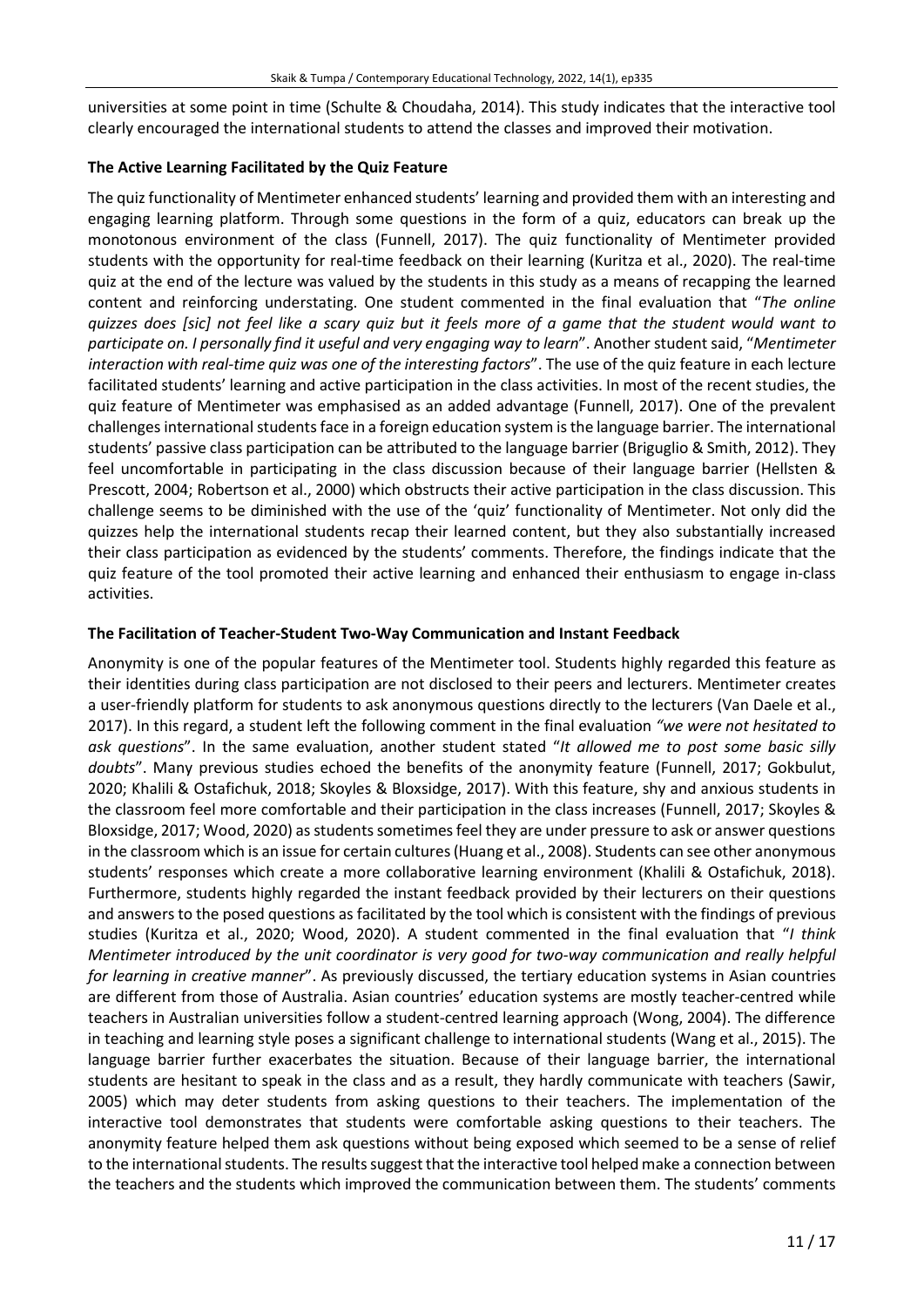universities at some point in time (Schulte & Choudaha, 2014). This study indicates that the interactive tool clearly encouraged the international students to attend the classes and improved their motivation.

### The Active Learning Facilitated by the Quiz Feature

The quiz functionality of Mentimeter enhanced students' learning and provided them with an interesting and engaging learning platform. Through some questions in the form of a quiz, educators can break up the monotonous environment of the class (Funnell, 2017). The quiz functionality of Mentimeter provided students with the opportunity for real-time feedback on their learning (Kuritza et al., 2020). The real-time quiz at the end of the lecture was valued by the students in this study as a means of recapping the learned content and reinforcing understating. One student commented in the final evaluation that "*The online quizzes does [sic] not feel like a scary quiz but it feels more of a game that the student would want to participate on. I personally find it useful and very engaging way to learn*". Another student said, "*Mentimeter interaction with real-time quiz was one of the interesting factors*". The use of the quiz feature in each lecture facilitated students' learning and active participation in the class activities. In most of the recent studies, the quiz feature of Mentimeter was emphasised as an added advantage (Funnell, 2017). One of the prevalent challenges international students face in a foreign education system is the language barrier. The international students' passive class participation can be attributed to the language barrier (Briguglio & Smith, 2012). They feel uncomfortable in participating in the class discussion because of their language barrier (Hellsten & Prescott, 2004; Robertson et al., 2000) which obstructs their active participation in the class discussion. This challenge seems to be diminished with the use of the 'quiz' functionality of Mentimeter. Not only did the quizzes help the international students recap their learned content, but they also substantially increased their class participation as evidenced by the students' comments. Therefore, the findings indicate that the quiz feature of the tool promoted their active learning and enhanced their enthusiasm to engage in-class activities.

### The Facilitation of Teacher-Student Two-Way Communication and Instant Feedback

Anonymity is one of the popular features of the Mentimeter tool. Students highly regarded this feature as their identities during class participation are not disclosed to their peers and lecturers. Mentimeter creates a user-friendly platform for students to ask anonymous questions directly to the lecturers (Van Daele et al., 2017). In this regard, a student left the following comment in the final evaluation *"we were not hesitated to ask questions*". In the same evaluation, another student stated "*It allowed me to post some basic silly doubts*". Many previous studies echoed the benefits of the anonymity feature (Funnell, 2017; Gokbulut, 2020; Khalili & Ostafichuk, 2018; Skoyles & Bloxsidge, 2017). With this feature, shy and anxious students in the classroom feel more comfortable and their participation in the class discussion increases (Funnell, 2017; Skoyles & Bloxsidge, 2017; Wood, 2020) as students sometimes feel they are under pressure to ask or answer questions in the classroom which is an issue for certain cultures (Huang et al., 2008). Students can see other anonymous students' responses which create a more collaborative learning environment (Khalili & Ostafichuk, 2018). Furthermore, students highly regarded the instant feedback provided by their lecturers on their questions and answers to the posed questions as facilitated by the tool which is consistent with the findings of previous studies (Kuritza et al., 2020; Wood, 2020). A student commented in the final evaluation that "*I think Mentimeter introduced by the unit coordinator is very good for two-way communication and really helpful for learning in creative manner*". As previously discussed, the tertiary education systems in Asian countries are different from those of Australia. Asian countries' education systems are mostly teacher-centred while teachers in Australian universities follow a student-centred learning approach (Wong, 2004). The difference in teaching and learning style poses a significant challenge to international students (Wang et al., 2015). The language barrier further exacerbates the situation. Because of their language barrier, the international students are hesitant to speak in the class and as a result, they hardly communicate with teachers (Sawir, 2005) which may deter students from asking questions to their teachers. The implementation of the interactive tool demonstrates that students were comfortable asking questions to their teachers. The anonymity feature helped them ask questions without being exposed which seemed to be a sense of relief to the international students. The results suggest that the interactive tool helped make a connection between the teachers and the students which improved the communication between them. The students' comments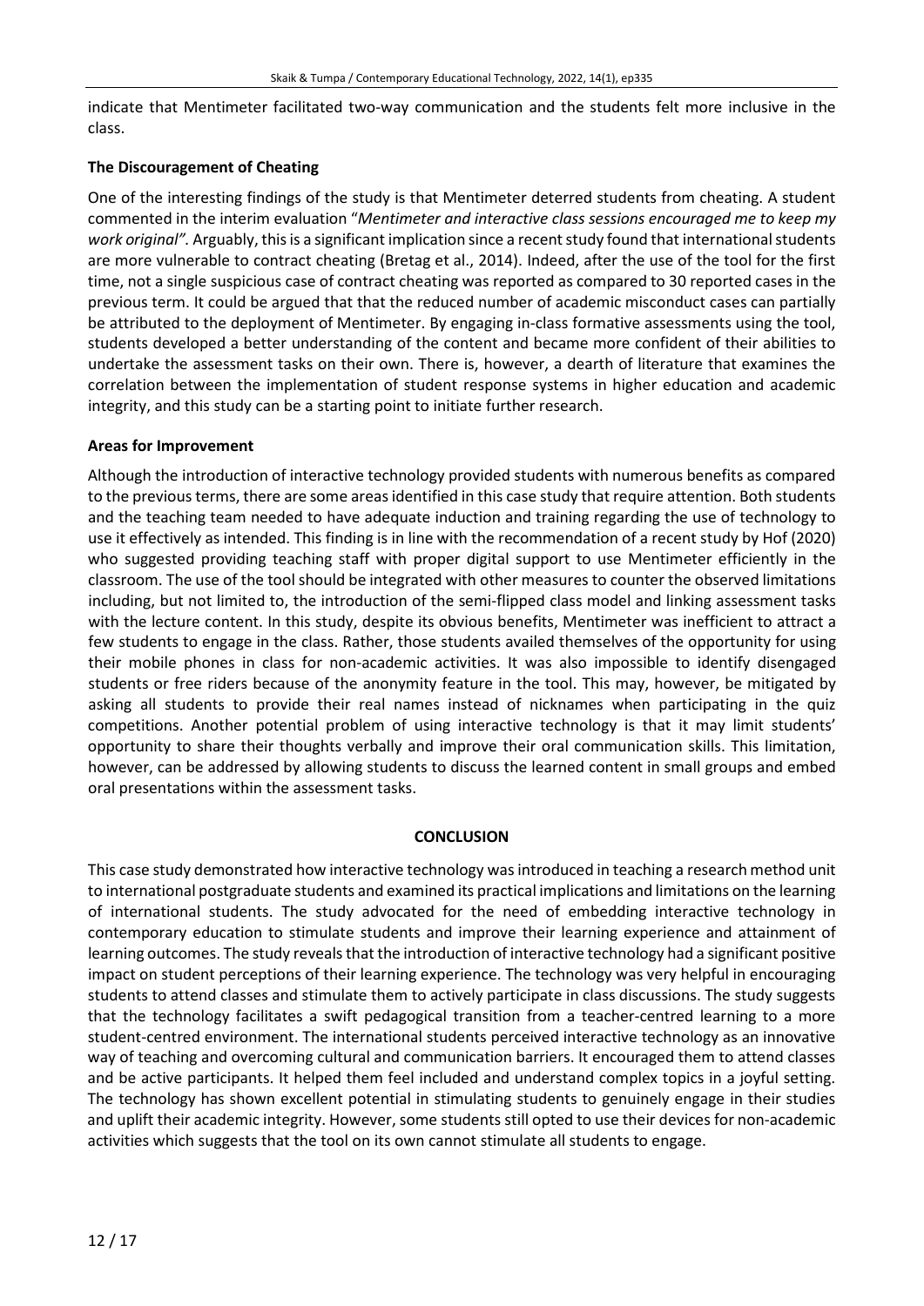indicate that Mentimeter facilitated two-way communication and the students felt more inclusive in the class.

### The Discouragement of Cheating

One of the interesting findings of the study is that Mentimeter deterred students from cheating. A student commented in the interim evaluation "*Mentimeter and interactive class sessions encouraged me to keep my work original".* Arguably, this is a significant implication since a recent study found that international students are more vulnerable to contract cheating (Bretag et al., 2014). Indeed, after the use of the tool for the first time, not a single suspicious case of contract cheating was reported as compared to 30 reported cases in the previous term. It could be argued that that the reduced number of academic misconduct cases can partially be attributed to the deployment of Mentimeter. By engaging in-class formative assessments using the tool, students developed a better understanding of the content and became more confident of their abilities to undertake the assessment tasks on their own. There is, however, a dearth of literature that examines the correlation between the implementation of student response systems in higher education and academic integrity, and this study can be a starting point to initiate further research.

### Areas for Improvement

Although the introduction of interactive technology provided students with numerous benefits as compared to the previous terms, there are some areas identified in this case study that require attention. Both students and the teaching team needed to have adequate induction and training regarding the use of technology to use it effectively as intended. This finding is in line with the recommendation of a recent study by Hof (2020) who suggested providing teaching staff with proper digital support to use Mentimeter efficiently in the classroom. The use of the tool should be integrated with other measures to counter the observed limitations including, but not limited to, the introduction of the semi-flipped class model and linking assessment tasks with the lecture content. In this study, despite its obvious benefits, Mentimeter was inefficient to attract a few students to engage in the class. Rather, those students availed themselves of the opportunity for using their mobile phones in class for non-academic activities. It was also impossible to identify disengaged students or free riders because of the anonymity feature in the tool. This may, however, be mitigated by asking all students to provide their real names instead of nicknames when participating in the quiz competitions. Another potential problem of using interactive technology is that it may limit students' opportunity to share their thoughts verbally and improve their oral communication skills. This limitation, however, can be addressed by allowing students to discuss the learned content in small groups and embed oral presentations within the assessment tasks.

## CONCLUSION

This case study demonstrated how interactive technology was introduced in teaching a research method unit to international postgraduate students and examined its practical implications and limitations on the learning of international students. The study advocated for the need of embedding interactive technology in contemporary education to stimulate students and improve their learning experience and attainment of learning outcomes. The study reveals that the introduction of interactive technology had a significant positive impact on student perceptions of their learning experience. The technology was very helpful in encouraging students to attend classes and stimulate them to actively participate in class discussions. The study suggests that the technology facilitates a swift pedagogical transition from a teacher-centred learning to a more student-centred environment. The international students perceived interactive technology as an innovative way of teaching and overcoming cultural and communication barriers. It encouraged them to attend classes and be active participants. It helped them feel included and understand complex topics in a joyful setting. The technology has shown excellent potential in stimulating students to genuinely engage in their studies and uplift their academic integrity. However, some students still opted to use their devices for non-academic activities which suggests that the tool on its own cannot stimulate all students to engage.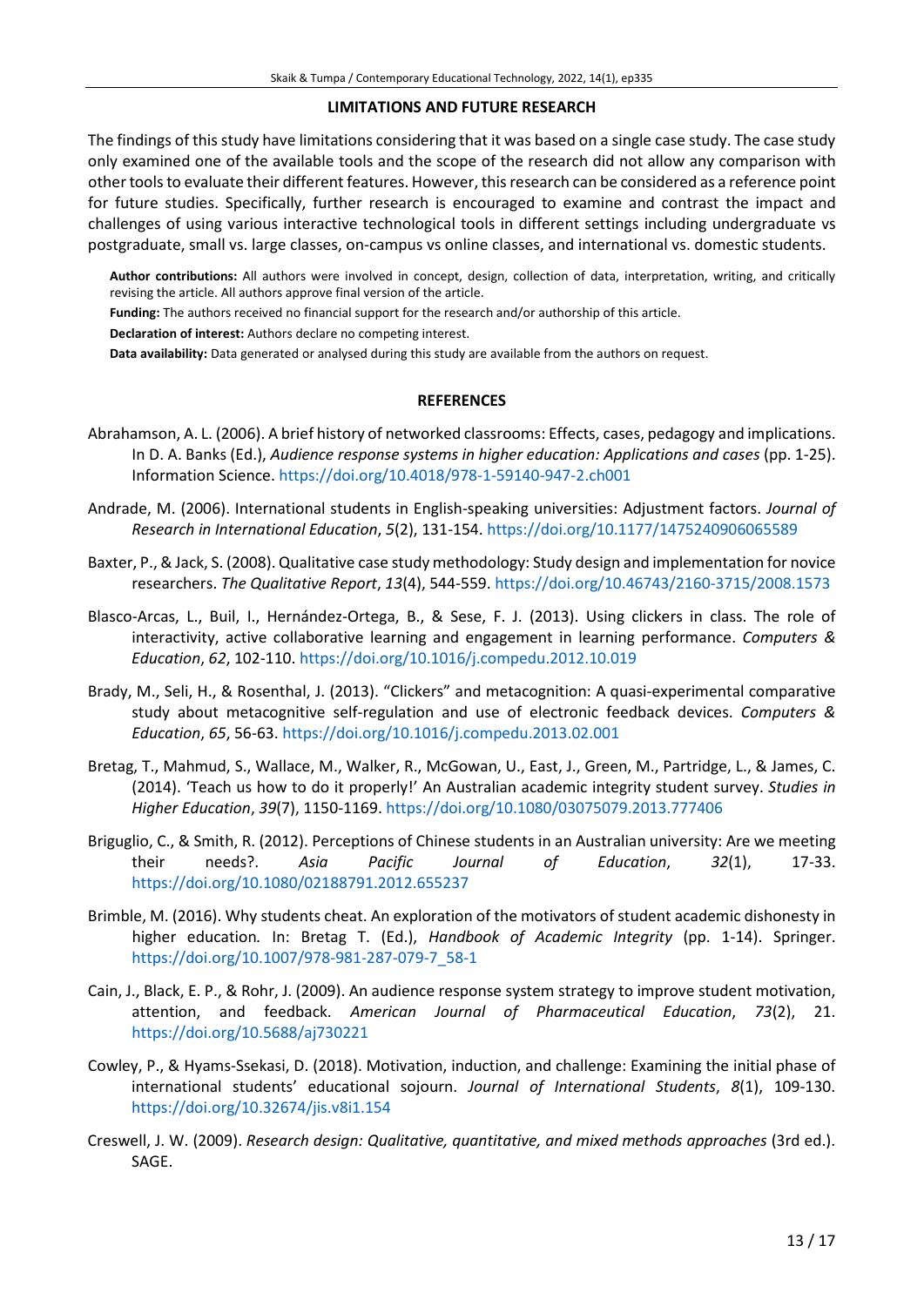## LIMITATIONS AND FUTURE RESEARCH

The findings of this study have limitations considering that it was based on a single case study. The case study only examined one of the available tools and the scope of the research did not allow any comparison with other tools to evaluate their different features. However, this research can be considered as a reference point for future studies. Specifically, further research is encouraged to examine and contrast the impact and challenges of using various interactive technological tools in different settings including undergraduate vs postgraduate, small vs. large classes, on-campus vs online classes, and international vs. domestic students.

**Author contributions:** All authors were involved in concept, design, collection of data, interpretation, writing, and critically revising the article. All authors approve final version of the article.

**Funding:** The authors received no financial support for the research and/or authorship of this article.

**Declaration of interest:** Authors declare no competing interest.

**Data availability:** Data generated or analysed during this study are available from the authors on request.

## REFERENCES

Abrahamson, A. L. (2006). A brief history of networked classrooms: Effects, cases, pedagogy and implications. In D. A. Banks (Ed.), *Audience response systems in higher education: Applications and cases* (pp. 1-25). Information Science. https://doi.org/10.4018/978-1-59140-947-2.ch001

Andrade, M. (2006). International students in English-speaking universities: Adjustment factors. *Journal of Research in International Education*, *5*(2), 131-154. https://doi.org/10.1177/1475240906065589

Baxter, P., & Jack, S. (2008). Qualitative case study methodology: Study design and implementation for novice researchers. *The Qualitative Report*, *13*(4), 544-559. https://doi.org/10.46743/2160-3715/2008.1573

Blasco-Arcas, L., Buil, I., Hernández-Ortega, B., & Sese, F. J. (2013). Using clickers in class. The role of interactivity, active collaborative learning and engagement in learning performance. *Computers & Education*, *62*, 102-110. https://doi.org/10.1016/j.compedu.2012.10.019

Brady, M., Seli, H., & Rosenthal, J. (2013). "Clickers" and metacognition: A quasi-experimental comparative study about metacognitive self-regulation and use of electronic feedback devices. *Computers & Education*, *65*, 56-63. https://doi.org/10.1016/j.compedu.2013.02.001

Bretag, T., Mahmud, S., Wallace, M., Walker, R., McGowan, U., East, J., Green, M., Partridge, L., & James, C. (2014). 'Teach us how to do it properly!' An Australian academic integrity student survey. *Studies in Higher Education*, *39*(7), 1150-1169. https://doi.org/10.1080/03075079.2013.777406

Briguglio, C., & Smith, R. (2012). Perceptions of Chinese students in an Australian university: Are we meeting their needs?. *Asia Pacific Journal of Education*, *32*(1), 17-33. https://doi.org/10.1080/02188791.2012.655237

Brimble, M. (2016). Why students cheat. An exploration of the motivators of student academic dishonesty in higher education*.* In: Bretag T. (Ed.), *Handbook of Academic Integrity* (pp. 1-14). Springer. https://doi.org/10.1007/978-981-287-079-7_58-1

Cain, J., Black, E. P., & Rohr, J. (2009). An audience response system strategy to improve student motivation, attention, and feedback. *American Journal of Pharmaceutical Education*, *73*(2), 21. https://doi.org/10.5688/aj730221

Cowley, P., & Hyams-Ssekasi, D. (2018). Motivation, induction, and challenge: Examining the initial phase of international students' educational sojourn. *Journal of International Students*, *8*(1), 109-130. https://doi.org/10.32674/jis.v8i1.154

Creswell, J. W. (2009). *Research design: Qualitative, quantitative, and mixed methods approaches* (3rd ed.). SAGE.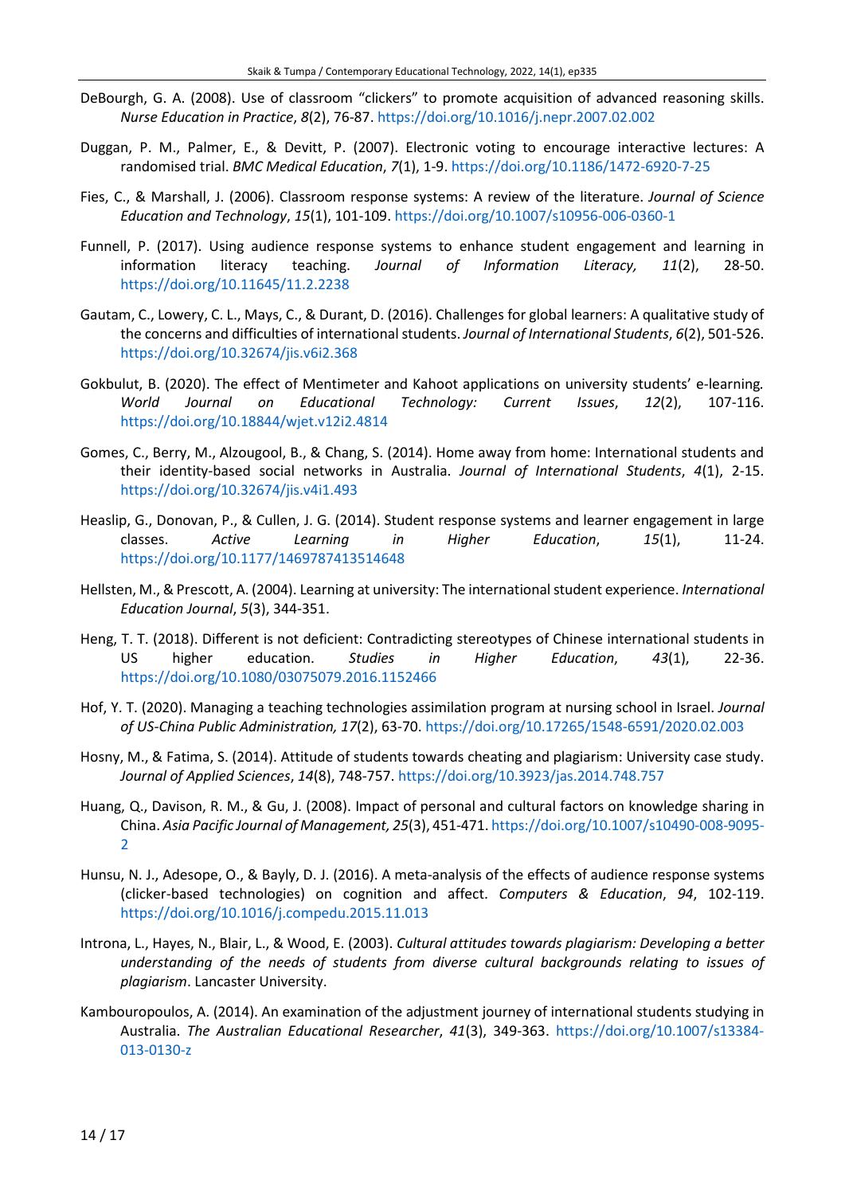DeBourgh, G. A. (2008). Use of classroom "clickers" to promote acquisition of advanced reasoning skills. *Nurse Education in Practice*, *8*(2), 76-87. https://doi.org/10.1016/j.nepr.2007.02.002

Duggan, P. M., Palmer, E., & Devitt, P. (2007). Electronic voting to encourage interactive lectures: A randomised trial. *BMC Medical Education*, *7*(1), 1-9. https://doi.org/10.1186/1472-6920-7-25

Fies, C., & Marshall, J. (2006). Classroom response systems: A review of the literature. *Journal of Science Education and Technology*, *15*(1), 101-109. https://doi.org/10.1007/s10956-006-0360-1

Funnell, P. (2017). Using audience response systems to enhance student engagement and learning in information literacy teaching. *Journal of Information Literacy, 11*(2), 28-50. https://doi.org/10.11645/11.2.2238

Gautam, C., Lowery, C. L., Mays, C., & Durant, D. (2016). Challenges for global learners: A qualitative study of the concerns and difficulties of international students. *Journal of International Students*, *6*(2), 501-526. https://doi.org/10.32674/jis.v6i2.368

Gokbulut, B. (2020). The effect of Mentimeter and Kahoot applications on university students' e-learning. *World Journal on Educational Technology: Current Issues*, *12*(2), 107-116. https://doi.org/10.18844/wjet.v12i2.4814

Gomes, C., Berry, M., Alzougool, B., & Chang, S. (2014). Home away from home: International students and their identity-based social networks in Australia. *Journal of International Students*, *4*(1), 2-15. https://doi.org/10.32674/jis.v4i1.493

Heaslip, G., Donovan, P., & Cullen, J. G. (2014). Student response systems and learner engagement in large classes. *Active Learning in Higher Education*, *15*(1), 11-24. https://doi.org/10.1177/1469787413514648

Hellsten, M., & Prescott, A. (2004). Learning at university: The international student experience. *International Education Journal*, *5*(3), 344-351.

Heng, T. T. (2018). Different is not deficient: Contradicting stereotypes of Chinese international students in US higher education. *Studies in Higher Education*, *43*(1), 22-36. https://doi.org/10.1080/03075079.2016.1152466

Hof, Y. T. (2020). Managing a teaching technologies assimilation program at nursing school in Israel. *Journal of US-China Public Administration, 17*(2), 63-70. https://doi.org/10.17265/1548-6591/2020.02.003

Hosny, M., & Fatima, S. (2014). Attitude of students towards cheating and plagiarism: University case study. *Journal of Applied Sciences*, *14*(8), 748-757. https://doi.org/10.3923/jas.2014.748.757

Huang, Q., Davison, R. M., & Gu, J. (2008). Impact of personal and cultural factors on knowledge sharing in China. *Asia Pacific Journal of Management, 25*(3), 451-471. https://doi.org/10.1007/s10490-008-9095-2

Hunsu, N. J., Adesope, O., & Bayly, D. J. (2016). A meta-analysis of the effects of audience response systems (clicker-based technologies) on cognition and affect. *Computers & Education*, *94*, 102-119. https://doi.org/10.1016/j.compedu.2015.11.013

Introna, L., Hayes, N., Blair, L., & Wood, E. (2003). *Cultural attitudes towards plagiarism: Developing a better understanding of the needs of students from diverse cultural backgrounds relating to issues of plagiarism*. Lancaster University.

Kambouropoulos, A. (2014). An examination of the adjustment journey of international students studying in Australia. *The Australian Educational Researcher*, *41*(3), 349-363. https://doi.org/10.1007/s13384-013-0130-z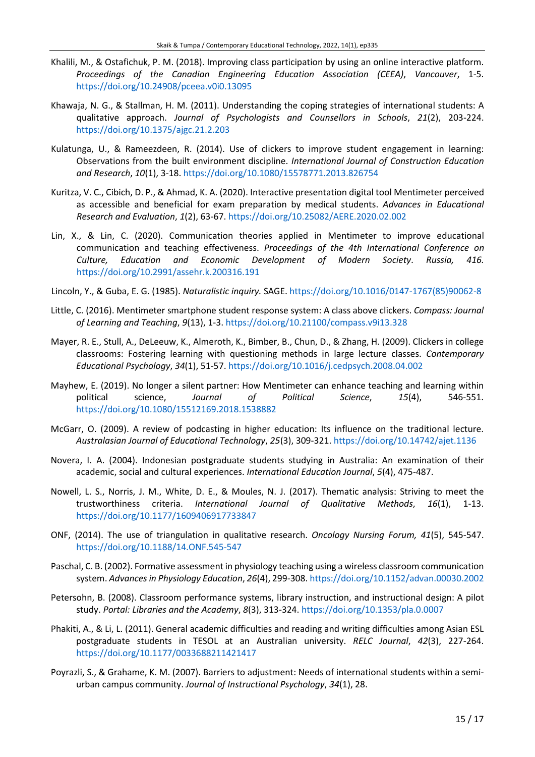Khalili, M., & Ostafichuk, P. M. (2018). Improving class participation by using an online interactive platform. *Proceedings of the Canadian Engineering Education Association (CEEA), Vancouver*, 1-5. https://doi.org/10.24908/pceea.v0i0.13095

Khawaja, N. G., & Stallman, H. M. (2011). Understanding the coping strategies of international students: A qualitative approach. *Journal of Psychologists and Counsellors in Schools*, *21*(2), 203-224. https://doi.org/10.1375/ajgc.21.2.203

Kulatunga, U., & Rameezdeen, R. (2014). Use of clickers to improve student engagement in learning: Observations from the built environment discipline. *International Journal of Construction Education and Research*, *10*(1), 3-18. https://doi.org/10.1080/15578771.2013.826754

Kuritza, V. C., Cibich, D. P., & Ahmad, K. A. (2020). Interactive presentation digital tool Mentimeter perceived as accessible and beneficial for exam preparation by medical students. *Advances in Educational Research and Evaluation*, *1*(2), 63-67. https://doi.org/10.25082/AERE.2020.02.002

Lin, X., & Lin, C. (2020). Communication theories applied in Mentimeter to improve educational communication and teaching effectiveness. *Proceedings of the 4th International Conference on Culture, Education and Economic Development of Modern Society. Russia, 416.* https://doi.org/10.2991/assehr.k.200316.191

Lincoln, Y., & Guba, E. G. (1985). *Naturalistic inquiry.* SAGE. https://doi.org/10.1016/0147-1767(85)90062-8

Little, C. (2016). Mentimeter smartphone student response system: A class above clickers. *Compass: Journal of Learning and Teaching*, *9*(13), 1-3. https://doi.org/10.21100/compass.v9i13.328

Mayer, R. E., Stull, A., DeLeeuw, K., Almeroth, K., Bimber, B., Chun, D., & Zhang, H. (2009). Clickers in college classrooms: Fostering learning with questioning methods in large lecture classes. *Contemporary Educational Psychology*, *34*(1), 51-57. https://doi.org/10.1016/j.cedpsych.2008.04.002

Mayhew, E. (2019). No longer a silent partner: How Mentimeter can enhance teaching and learning within political science, *Journal of Political Science*, *15*(4), 546-551. https://doi.org/10.1080/15512169.2018.1538882

McGarr, O. (2009). A review of podcasting in higher education: Its influence on the traditional lecture. *Australasian Journal of Educational Technology*, *25*(3), 309-321. https://doi.org/10.14742/ajet.1136

Novera, I. A. (2004). Indonesian postgraduate students studying in Australia: An examination of their academic, social and cultural experiences. *International Education Journal*, *5*(4), 475-487.

Nowell, L. S., Norris, J. M., White, D. E., & Moules, N. J. (2017). Thematic analysis: Striving to meet the trustworthiness criteria. *International Journal of Qualitative Methods*, *16*(1), 1-13. https://doi.org/10.1177/1609406917733847

ONF, (2014). The use of triangulation in qualitative research. *Oncology Nursing Forum, 41*(5), 545-547. https://doi.org/10.1188/14.ONF.545-547

Paschal, C. B. (2002). Formative assessment in physiology teaching using a wireless classroom communication system. *Advances in Physiology Education*, *26*(4), 299-308. https://doi.org/10.1152/advan.00030.2002

Petersohn, B. (2008). Classroom performance systems, library instruction, and instructional design: A pilot study. *Portal: Libraries and the Academy*, *8*(3), 313-324. https://doi.org/10.1353/pla.0.0007

Phakiti, A., & Li, L. (2011). General academic difficulties and reading and writing difficulties among Asian ESL postgraduate students in TESOL at an Australian university. *RELC Journal*, *42*(3), 227-264. https://doi.org/10.1177/0033688211421417

Poyrazli, S., & Grahame, K. M. (2007). Barriers to adjustment: Needs of international students within a semi-urban campus community. *Journal of Instructional Psychology*, *34*(1), 28.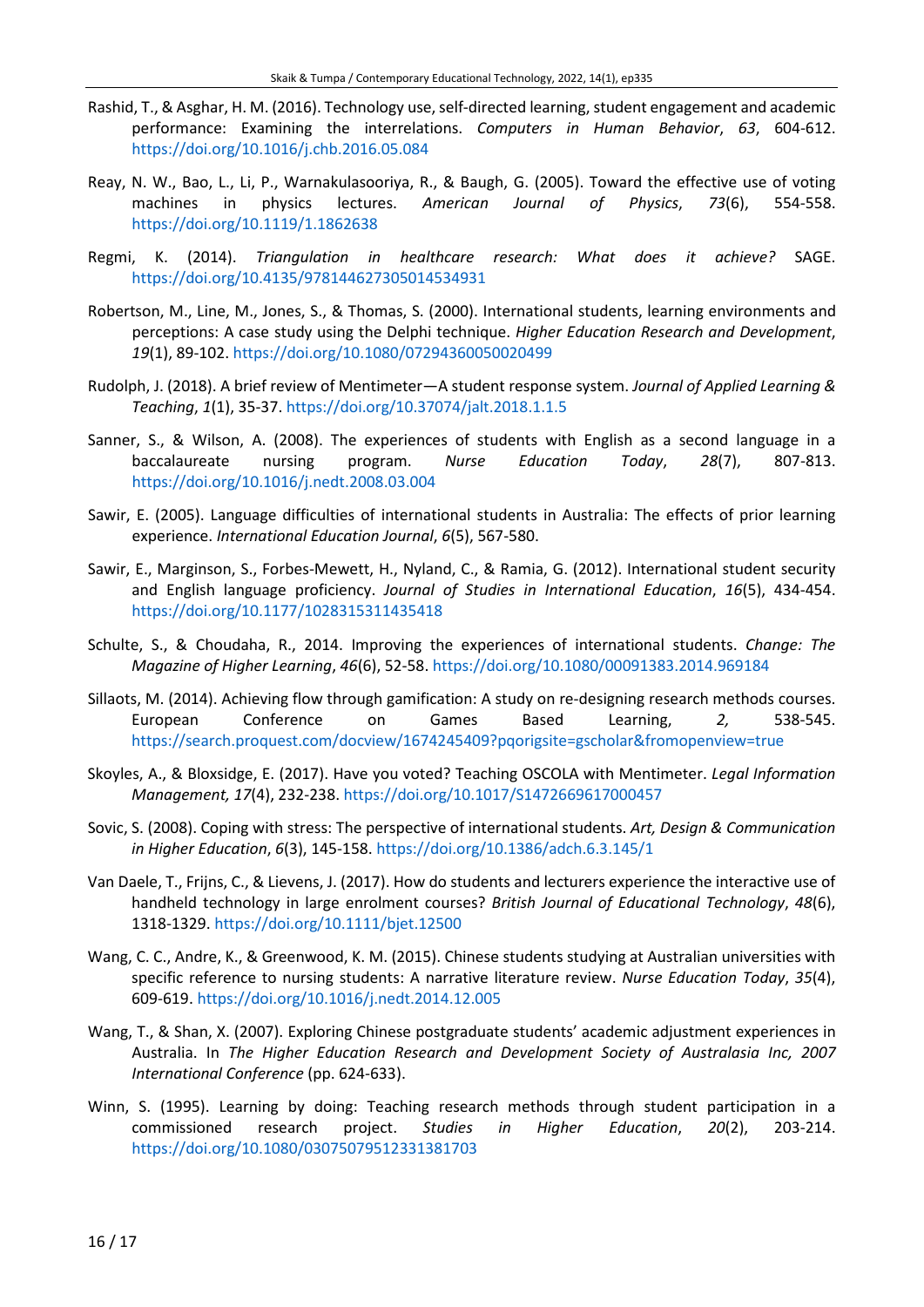Rashid, T., & Asghar, H. M. (2016). Technology use, self-directed learning, student engagement and academic performance: Examining the interrelations. *Computers in Human Behavior*, *63*, 604-612. https://doi.org/10.1016/j.chb.2016.05.084

Reay, N. W., Bao, L., Li, P., Warnakulasooriya, R., & Baugh, G. (2005). Toward the effective use of voting machines in physics lectures. *American Journal of Physics*, *73*(6), 554-558. https://doi.org/10.1119/1.1862638

Regmi, K. (2014). *Triangulation in healthcare research: What does it achieve?* SAGE. https://doi.org/10.4135/978144627305014534931

Robertson, M., Line, M., Jones, S., & Thomas, S. (2000). International students, learning environments and perceptions: A case study using the Delphi technique. *Higher Education Research and Development*, *19*(1), 89-102. https://doi.org/10.1080/07294360050020499

Rudolph, J. (2018). A brief review of Mentimeter—A student response system. *Journal of Applied Learning & Teaching*, *1*(1), 35-37. https://doi.org/10.37074/jalt.2018.1.1.5

Sanner, S., & Wilson, A. (2008). The experiences of students with English as a second language in a baccalaureate nursing program. *Nurse Education Today*, *28*(7), 807-813. https://doi.org/10.1016/j.nedt.2008.03.004

Sawir, E. (2005). Language difficulties of international students in Australia: The effects of prior learning experience. *International Education Journal*, *6*(5), 567-580.

Sawir, E., Marginson, S., Forbes-Mewett, H., Nyland, C., & Ramia, G. (2012). International student security and English language proficiency. *Journal of Studies in International Education*, *16*(5), 434-454. https://doi.org/10.1177/1028315311435418

Schulte, S., & Choudaha, R., 2014. Improving the experiences of international students. *Change: The Magazine of Higher Learning*, *46*(6), 52-58. https://doi.org/10.1080/00091383.2014.969184

Sillaots, M. (2014). Achieving flow through gamification: A study on re-designing research methods courses. European Conference on Games Based Learning, *2,* 538-545. https://search.proquest.com/docview/1674245409?pqorigsite=gscholar&fromopenview=true

Skoyles, A., & Bloxsidge, E. (2017). Have you voted? Teaching OSCOLA with Mentimeter. *Legal Information Management, 17*(4), 232-238. https://doi.org/10.1017/S1472669617000457

Sovic, S. (2008). Coping with stress: The perspective of international students. *Art, Design & Communication in Higher Education*, *6*(3), 145-158. https://doi.org/10.1386/adch.6.3.145/1

Van Daele, T., Frijns, C., & Lievens, J. (2017). How do students and lecturers experience the interactive use of handheld technology in large enrolment courses? *British Journal of Educational Technology*, *48*(6), 1318-1329. https://doi.org/10.1111/bjet.12500

Wang, C. C., Andre, K., & Greenwood, K. M. (2015). Chinese students studying at Australian universities with specific reference to nursing students: A narrative literature review. *Nurse Education Today*, *35*(4), 609-619. https://doi.org/10.1016/j.nedt.2014.12.005

Wang, T., & Shan, X. (2007). Exploring Chinese postgraduate students' academic adjustment experiences in Australia. In *The Higher Education Research and Development Society of Australasia Inc, 2007 International Conference* (pp. 624-633).

Winn, S. (1995). Learning by doing: Teaching research methods through student participation in a commissioned research project. *Studies in Higher Education*, *20*(2), 203-214. https://doi.org/10.1080/03075079512331381703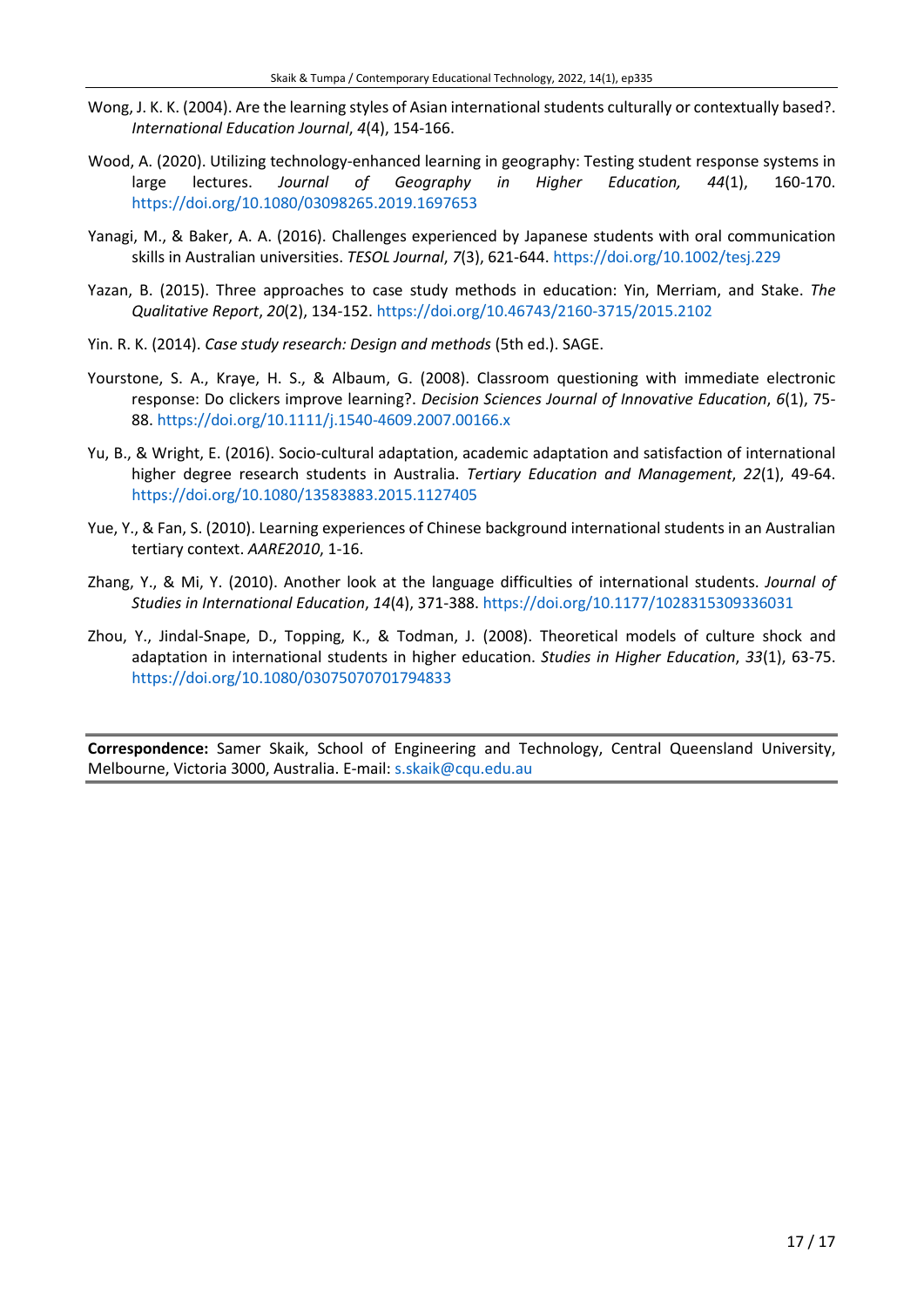Wong, J. K. K. (2004). Are the learning styles of Asian international students culturally or contextually based?. *International Education Journal*, *4*(4), 154-166.

Wood, A. (2020). Utilizing technology-enhanced learning in geography: Testing student response systems in large lectures. *Journal of Geography in Higher Education, 44*(1), 160-170. https://doi.org/10.1080/03098265.2019.1697653

Yanagi, M., & Baker, A. A. (2016). Challenges experienced by Japanese students with oral communication skills in Australian universities. *TESOL Journal*, *7*(3), 621-644. https://doi.org/10.1002/tesj.229

Yazan, B. (2015). Three approaches to case study methods in education: Yin, Merriam, and Stake. *The Qualitative Report*, *20*(2), 134-152. https://doi.org/10.46743/2160-3715/2015.2102

Yin. R. K. (2014). *Case study research: Design and methods* (5th ed.). SAGE.

Yourstone, S. A., Kraye, H. S., & Albaum, G. (2008). Classroom questioning with immediate electronic response: Do clickers improve learning?. *Decision Sciences Journal of Innovative Education*, *6*(1), 75-88. https://doi.org/10.1111/j.1540-4609.2007.00166.x

Yu, B., & Wright, E. (2016). Socio-cultural adaptation, academic adaptation and satisfaction of international higher degree research students in Australia. *Tertiary Education and Management*, *22*(1), 49-64. https://doi.org/10.1080/13583883.2015.1127405

Yue, Y., & Fan, S. (2010). Learning experiences of Chinese background international students in an Australian tertiary context. *AARE2010*, 1-16.

Zhang, Y., & Mi, Y. (2010). Another look at the language difficulties of international students. *Journal of Studies in International Education*, *14*(4), 371-388. https://doi.org/10.1177/1028315309336031

Zhou, Y., Jindal-Snape, D., Topping, K., & Todman, J. (2008). Theoretical models of culture shock and adaptation in international students in higher education. *Studies in Higher Education*, *33*(1), 63-75. https://doi.org/10.1080/03075070701794833

---

**Correspondence:** Samer Skaik, School of Engineering and Technology, Central Queensland University, Melbourne, Victoria 3000, Australia. E-mail: s.skaik@cqu.edu.au